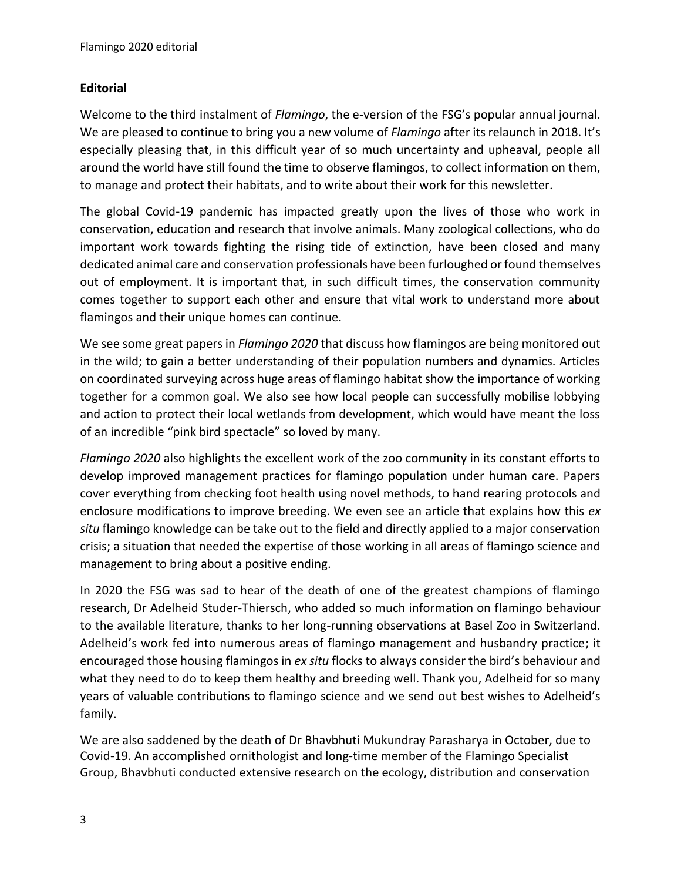## Editorial

Welcome to the third instalment of *Flamingo*, the e-version of the FSG's popular annual journal. We are pleased to continue to bring you a new volume of *Flamingo* after its relaunch in 2018. It's especially pleasing that, in this difficult year of so much uncertainty and upheaval, people all around the world have still found the time to observe flamingos, to collect information on them, to manage and protect their habitats, and to write about their work for this newsletter.

The global Covid-19 pandemic has impacted greatly upon the lives of those who work in conservation, education and research that involve animals. Many zoological collections, who do important work towards fighting the rising tide of extinction, have been closed and many dedicated animal care and conservation professionals have been furloughed or found themselves out of employment. It is important that, in such difficult times, the conservation community comes together to support each other and ensure that vital work to understand more about flamingos and their unique homes can continue.

We see some great papers in *Flamingo 2020* that discuss how flamingos are being monitored out in the wild; to gain a better understanding of their population numbers and dynamics. Articles on coordinated surveying across huge areas of flamingo habitat show the importance of working together for a common goal. We also see how local people can successfully mobilise lobbying and action to protect their local wetlands from development, which would have meant the loss of an incredible "pink bird spectacle" so loved by many.

*Flamingo 2020* also highlights the excellent work of the zoo community in its constant efforts to develop improved management practices for flamingo population under human care. Papers cover everything from checking foot health using novel methods, to hand rearing protocols and enclosure modifications to improve breeding. We even see an article that explains how this *ex situ* flamingo knowledge can be take out to the field and directly applied to a major conservation crisis; a situation that needed the expertise of those working in all areas of flamingo science and management to bring about a positive ending.

In 2020 the FSG was sad to hear of the death of one of the greatest champions of flamingo research, Dr Adelheid Studer-Thiersch, who added so much information on flamingo behaviour to the available literature, thanks to her long-running observations at Basel Zoo in Switzerland. Adelheid's work fed into numerous areas of flamingo management and husbandry practice; it encouraged those housing flamingos in *ex situ* flocks to always consider the bird's behaviour and what they need to do to keep them healthy and breeding well. Thank you, Adelheid for so many years of valuable contributions to flamingo science and we send out best wishes to Adelheid's family.

We are also saddened by the death of Dr Bhavbhuti Mukundray Parasharya in October, due to Covid-19. An accomplished ornithologist and long-time member of the Flamingo Specialist Group, Bhavbhuti conducted extensive research on the ecology, distribution and conservation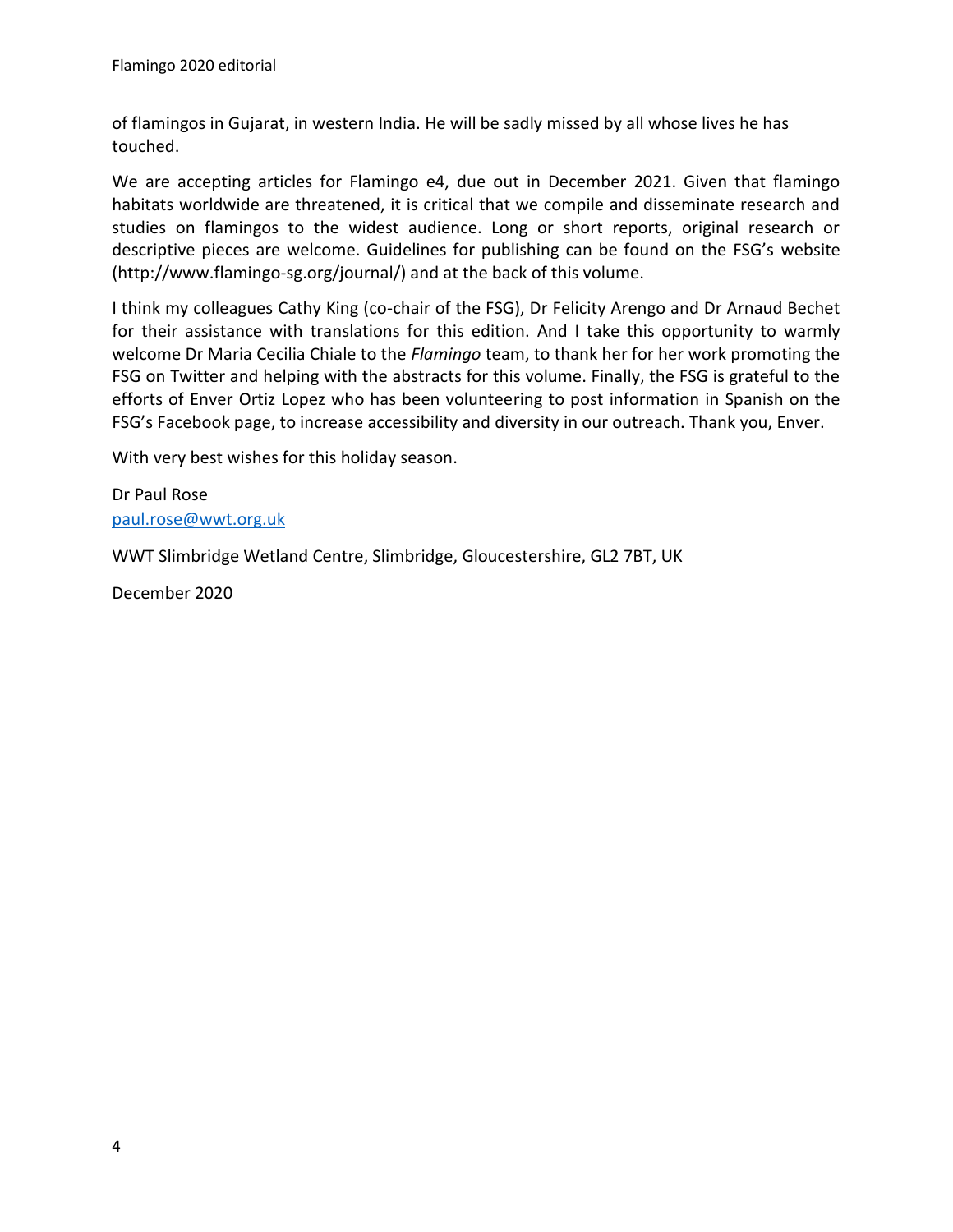of flamingos in Gujarat, in western India. He will be sadly missed by all whose lives he has touched.

We are accepting articles for Flamingo e4, due out in December 2021. Given that flamingo habitats worldwide are threatened, it is critical that we compile and disseminate research and studies on flamingos to the widest audience. Long or short reports, original research or descriptive pieces are welcome. Guidelines for publishing can be found on the FSG's website (http://www.flamingo-sg.org/journal/) and at the back of this volume.

I think my colleagues Cathy King (co-chair of the FSG), Dr Felicity Arengo and Dr Arnaud Bechet for their assistance with translations for this edition. And I take this opportunity to warmly welcome Dr Maria Cecilia Chiale to the *Flamingo* team, to thank her for her work promoting the FSG on Twitter and helping with the abstracts for this volume. Finally, the FSG is grateful to the efforts of Enver Ortiz Lopez who has been volunteering to post information in Spanish on the FSG's Facebook page, to increase accessibility and diversity in our outreach. Thank you, Enver.

With very best wishes for this holiday season.

Dr Paul Rose
[paul.rose@wwt.org.uk](mailto:paul.rose@wwt.org.uk)

WWT Slimbridge Wetland Centre, Slimbridge, Gloucestershire, GL2 7BT, UK

December 2020